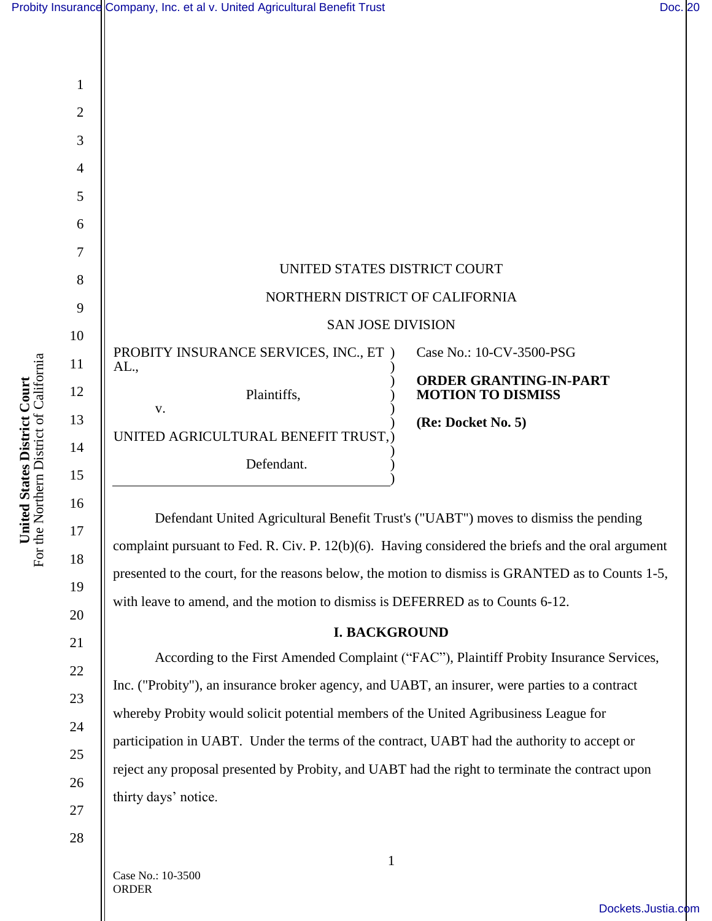UNITED STATES DISTRICT COURT

NORTHERN DISTRICT OF CALIFORNIA

SAN JOSE DIVISION

| | |
|---|---|
| PROBITY INSURANCE SERVICES, INC., ET AL., Plaintiffs, v. UNITED AGRICULTURAL BENEFIT TRUST, Defendant. | Case No.: 10-CV-3500-PSG **ORDER GRANTING-IN-PART MOTION TO DISMISS** **(Re: Docket No. 5)** |

Defendant United Agricultural Benefit Trust's ("UABT") moves to dismiss the pending complaint pursuant to Fed. R. Civ. P. 12(b)(6). Having considered the briefs and the oral argument presented to the court, for the reasons below, the motion to dismiss is GRANTED as to Counts 1-5, with leave to amend, and the motion to dismiss is DEFERRED as to Counts 6-12.

## I. BACKGROUND

According to the First Amended Complaint ("FAC"), Plaintiff Probity Insurance Services, Inc. ("Probity"), an insurance broker agency, and UABT, an insurer, were parties to a contract whereby Probity would solicit potential members of the United Agribusiness League for participation in UABT. Under the terms of the contract, UABT had the authority to accept or reject any proposal presented by Probity, and UABT had the right to terminate the contract upon thirty days' notice.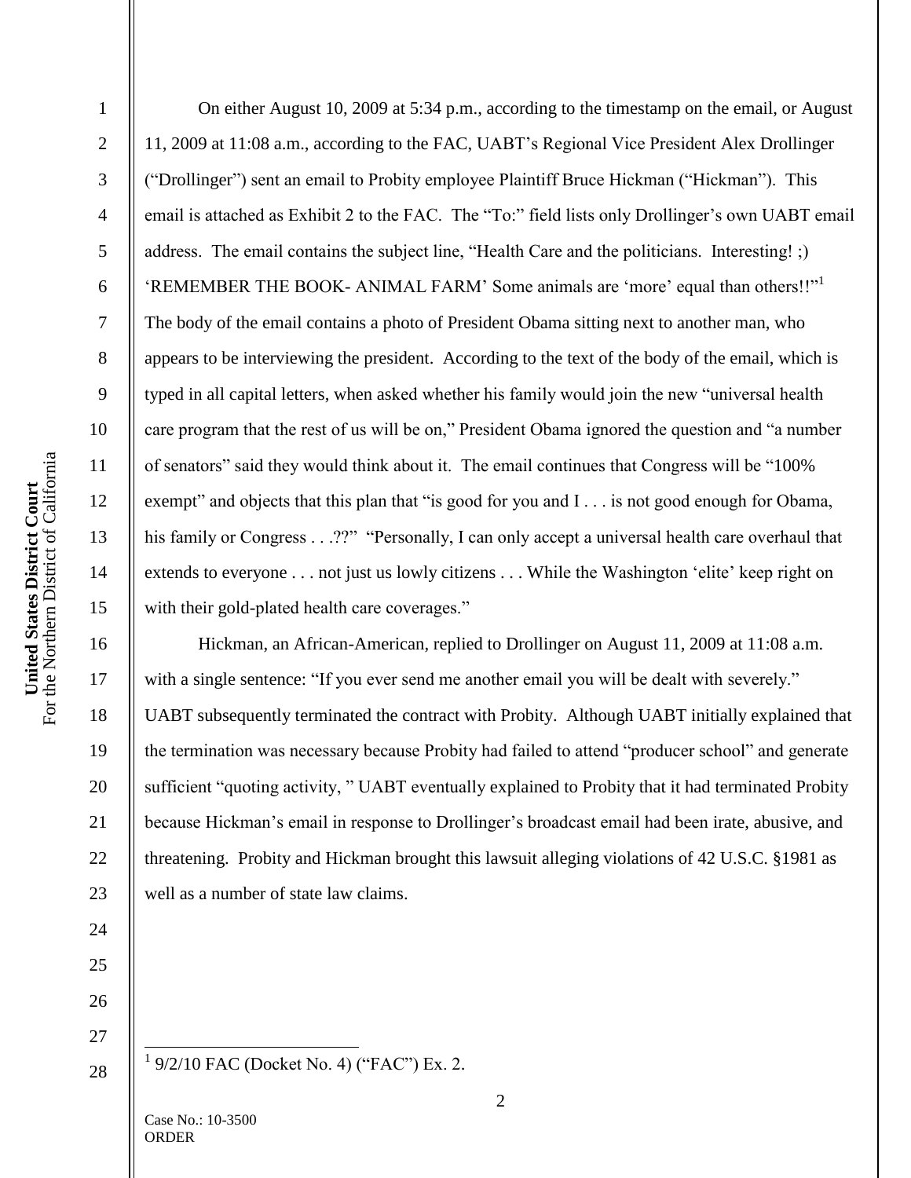On either August 10, 2009 at 5:34 p.m., according to the timestamp on the email, or August 11, 2009 at 11:08 a.m., according to the FAC, UABT's Regional Vice President Alex Drollinger ("Drollinger") sent an email to Probity employee Plaintiff Bruce Hickman ("Hickman"). This email is attached as Exhibit 2 to the FAC. The "To:" field lists only Drollinger's own UABT email address. The email contains the subject line, "Health Care and the politicians. Interesting! ;) 'REMEMBER THE BOOK- ANIMAL FARM' Some animals are 'more' equal than others!!"[1] The body of the email contains a photo of President Obama sitting next to another man, who appears to be interviewing the president. According to the text of the body of the email, which is typed in all capital letters, when asked whether his family would join the new "universal health care program that the rest of us will be on," President Obama ignored the question and "a number of senators" said they would think about it. The email continues that Congress will be "100% exempt" and objects that this plan that "is good for you and I . . . is not good enough for Obama, his family or Congress . . .??" "Personally, I can only accept a universal health care overhaul that extends to everyone . . . not just us lowly citizens . . . While the Washington 'elite' keep right on with their gold-plated health care coverages."

Hickman, an African-American, replied to Drollinger on August 11, 2009 at 11:08 a.m. with a single sentence: "If you ever send me another email you will be dealt with severely." UABT subsequently terminated the contract with Probity. Although UABT initially explained that the termination was necessary because Probity had failed to attend "producer school" and generate sufficient "quoting activity, " UABT eventually explained to Probity that it had terminated Probity because Hickman's email in response to Drollinger's broadcast email had been irate, abusive, and threatening. Probity and Hickman brought this lawsuit alleging violations of 42 U.S.C. §1981 as well as a number of state law claims.

[1] 9/2/10 FAC (Docket No. 4) ("FAC") Ex. 2.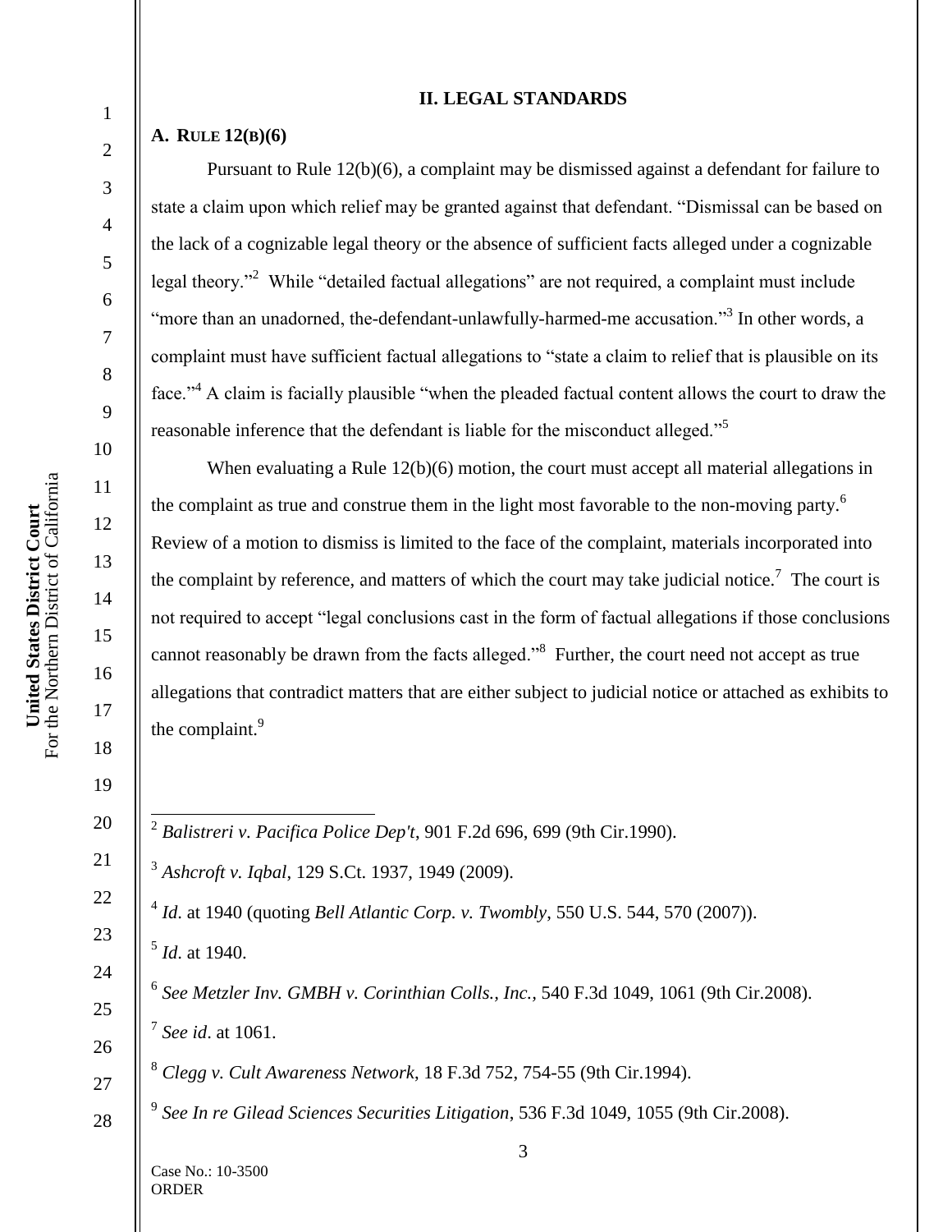## II. LEGAL STANDARDS

### A. RULE 12(B)(6)

Pursuant to Rule 12(b)(6), a complaint may be dismissed against a defendant for failure to state a claim upon which relief may be granted against that defendant. "Dismissal can be based on the lack of a cognizable legal theory or the absence of sufficient facts alleged under a cognizable legal theory."[2] While "detailed factual allegations" are not required, a complaint must include "more than an unadorned, the-defendant-unlawfully-harmed-me accusation."[3] In other words, a complaint must have sufficient factual allegations to "state a claim to relief that is plausible on its face."[4] A claim is facially plausible "when the pleaded factual content allows the court to draw the reasonable inference that the defendant is liable for the misconduct alleged."[5]

When evaluating a Rule 12(b)(6) motion, the court must accept all material allegations in the complaint as true and construe them in the light most favorable to the non-moving party.[6] Review of a motion to dismiss is limited to the face of the complaint, materials incorporated into the complaint by reference, and matters of which the court may take judicial notice.[7] The court is not required to accept "legal conclusions cast in the form of factual allegations if those conclusions cannot reasonably be drawn from the facts alleged."[8] Further, the court need not accept as true allegations that contradict matters that are either subject to judicial notice or attached as exhibits to the complaint.[9]

---

[2] *Balistreri v. Pacifica Police Dep't*, 901 F.2d 696, 699 (9th Cir.1990).

[3] *Ashcroft v. Iqbal*, 129 S.Ct. 1937, 1949 (2009).

[4] *Id*. at 1940 (quoting *Bell Atlantic Corp. v. Twombly*, 550 U.S. 544, 570 (2007)).

[5] *Id*. at 1940.

[6] *See Metzler Inv. GMBH v. Corinthian Colls., Inc.*, 540 F.3d 1049, 1061 (9th Cir.2008).

[7] *See id*. at 1061.

[8] *Clegg v. Cult Awareness Network*, 18 F.3d 752, 754-55 (9th Cir.1994).

[9] *See In re Gilead Sciences Securities Litigation*, 536 F.3d 1049, 1055 (9th Cir.2008).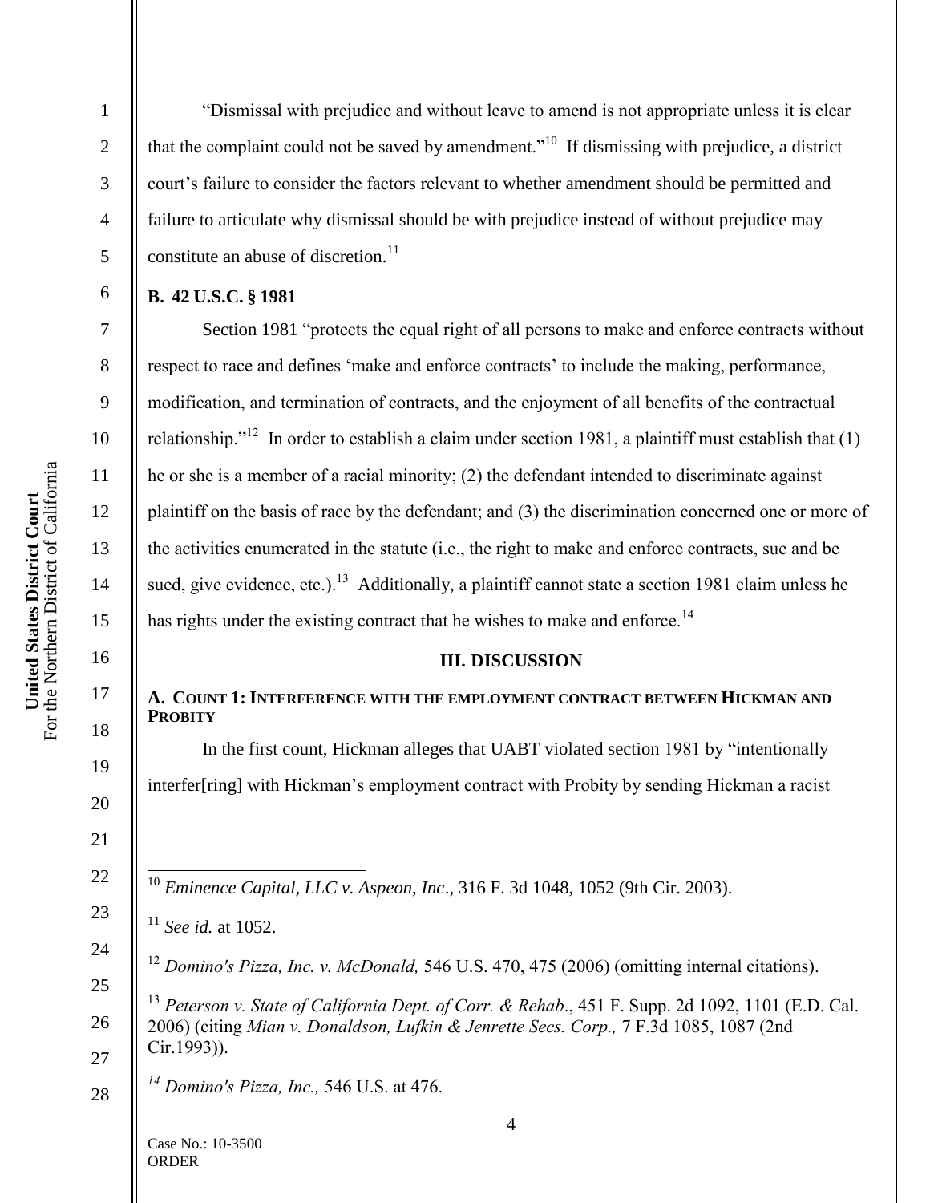"Dismissal with prejudice and without leave to amend is not appropriate unless it is clear that the complaint could not be saved by amendment."[10] If dismissing with prejudice, a district court's failure to consider the factors relevant to whether amendment should be permitted and failure to articulate why dismissal should be with prejudice instead of without prejudice may constitute an abuse of discretion.[11]

**B. 42 U.S.C. § 1981**

Section 1981 "protects the equal right of all persons to make and enforce contracts without respect to race and defines 'make and enforce contracts' to include the making, performance, modification, and termination of contracts, and the enjoyment of all benefits of the contractual relationship."[12] In order to establish a claim under section 1981, a plaintiff must establish that (1) he or she is a member of a racial minority; (2) the defendant intended to discriminate against plaintiff on the basis of race by the defendant; and (3) the discrimination concerned one or more of the activities enumerated in the statute (i.e., the right to make and enforce contracts, sue and be sued, give evidence, etc.).[13] Additionally, a plaintiff cannot state a section 1981 claim unless he has rights under the existing contract that he wishes to make and enforce.[14]

## III. DISCUSSION

**A. COUNT 1: INTERFERENCE WITH THE EMPLOYMENT CONTRACT BETWEEN HICKMAN AND PROBITY**

In the first count, Hickman alleges that UABT violated section 1981 by "intentionally interfer[ring] with Hickman's employment contract with Probity by sending Hickman a racist

---

[10] *Eminence Capital, LLC v. Aspeon, Inc*., 316 F. 3d 1048, 1052 (9th Cir. 2003).

[11] *See id.* at 1052.

[12] *Domino's Pizza, Inc. v. McDonald,* 546 U.S. 470, 475 (2006) (omitting internal citations).

[13] *Peterson v. State of California Dept. of Corr. & Rehab*., 451 F. Supp. 2d 1092, 1101 (E.D. Cal. 2006) (citing *Mian v. Donaldson, Lufkin & Jenrette Secs. Corp.,* 7 F.3d 1085, 1087 (2nd Cir.1993)).

[14] *Domino's Pizza, Inc.,* 546 U.S. at 476.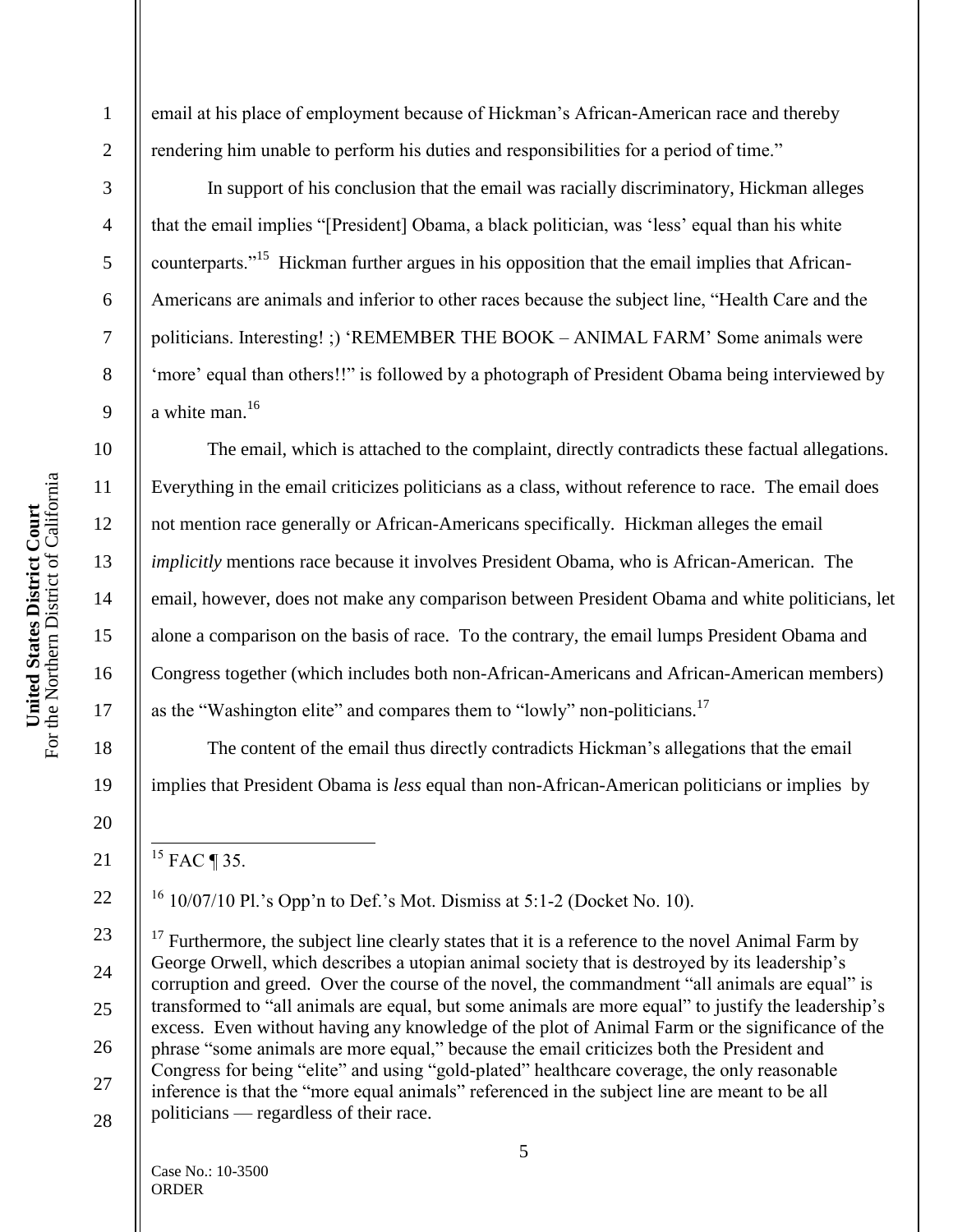email at his place of employment because of Hickman's African-American race and thereby rendering him unable to perform his duties and responsibilities for a period of time."

In support of his conclusion that the email was racially discriminatory, Hickman alleges that the email implies "[President] Obama, a black politician, was 'less' equal than his white counterparts."[15] Hickman further argues in his opposition that the email implies that African-Americans are animals and inferior to other races because the subject line, "Health Care and the politicians. Interesting! ;) 'REMEMBER THE BOOK – ANIMAL FARM' Some animals were 'more' equal than others!!" is followed by a photograph of President Obama being interviewed by a white man.[16]

The email, which is attached to the complaint, directly contradicts these factual allegations. Everything in the email criticizes politicians as a class, without reference to race. The email does not mention race generally or African-Americans specifically. Hickman alleges the email *implicitly* mentions race because it involves President Obama, who is African-American. The email, however, does not make any comparison between President Obama and white politicians, let alone a comparison on the basis of race. To the contrary, the email lumps President Obama and Congress together (which includes both non-African-Americans and African-American members) as the "Washington elite" and compares them to "lowly" non-politicians.[17]

The content of the email thus directly contradicts Hickman's allegations that the email implies that President Obama is *less* equal than non-African-American politicians or implies by

---

[15] FAC ¶ 35.

[16] 10/07/10 Pl.'s Opp'n to Def.'s Mot. Dismiss at 5:1-2 (Docket No. 10).

[17] Furthermore, the subject line clearly states that it is a reference to the novel Animal Farm by George Orwell, which describes a utopian animal society that is destroyed by its leadership's corruption and greed. Over the course of the novel, the commandment "all animals are equal" is transformed to "all animals are equal, but some animals are more equal" to justify the leadership's excess. Even without having any knowledge of the plot of Animal Farm or the significance of the phrase "some animals are more equal," because the email criticizes both the President and Congress for being "elite" and using "gold-plated" healthcare coverage, the only reasonable inference is that the "more equal animals" referenced in the subject line are meant to be all politicians — regardless of their race.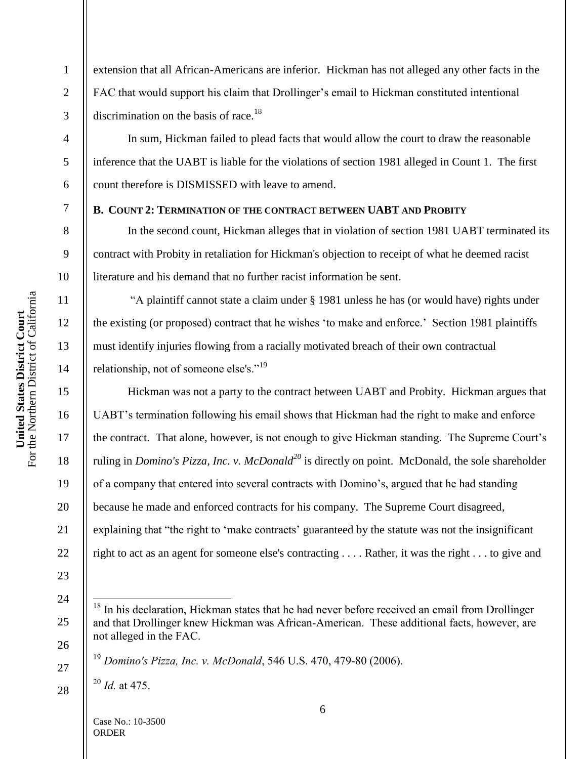extension that all African-Americans are inferior. Hickman has not alleged any other facts in the FAC that would support his claim that Drollinger's email to Hickman constituted intentional discrimination on the basis of race.[18]

In sum, Hickman failed to plead facts that would allow the court to draw the reasonable inference that the UABT is liable for the violations of section 1981 alleged in Count 1. The first count therefore is DISMISSED with leave to amend.

### B. COUNT 2: TERMINATION OF THE CONTRACT BETWEEN UABT AND PROBITY

In the second count, Hickman alleges that in violation of section 1981 UABT terminated its contract with Probity in retaliation for Hickman's objection to receipt of what he deemed racist literature and his demand that no further racist information be sent.

"A plaintiff cannot state a claim under § 1981 unless he has (or would have) rights under the existing (or proposed) contract that he wishes 'to make and enforce.' Section 1981 plaintiffs must identify injuries flowing from a racially motivated breach of their own contractual relationship, not of someone else's."[19]

Hickman was not a party to the contract between UABT and Probity. Hickman argues that UABT's termination following his email shows that Hickman had the right to make and enforce the contract. That alone, however, is not enough to give Hickman standing. The Supreme Court's ruling in *Domino's Pizza, Inc. v. McDonald*[20] is directly on point. McDonald, the sole shareholder of a company that entered into several contracts with Domino's, argued that he had standing because he made and enforced contracts for his company. The Supreme Court disagreed, explaining that "the right to 'make contracts' guaranteed by the statute was not the insignificant right to act as an agent for someone else's contracting . . . . Rather, it was the right . . . to give and

---

[18] In his declaration, Hickman states that he had never before received an email from Drollinger and that Drollinger knew Hickman was African-American. These additional facts, however, are not alleged in the FAC.

[19] *Domino's Pizza, Inc. v. McDonald*, 546 U.S. 470, 479-80 (2006).

[20] *Id.* at 475.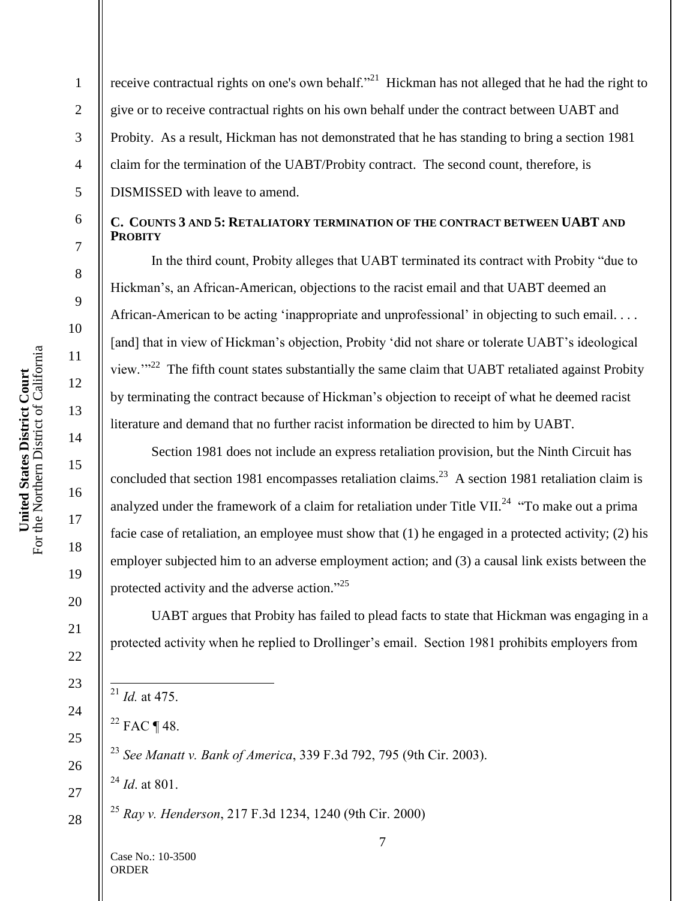receive contractual rights on one's own behalf."[21] Hickman has not alleged that he had the right to give or to receive contractual rights on his own behalf under the contract between UABT and Probity. As a result, Hickman has not demonstrated that he has standing to bring a section 1981 claim for the termination of the UABT/Probity contract. The second count, therefore, is DISMISSED with leave to amend.

### C. Counts 3 and 5: Retaliatory termination of the contract between UABT and Probity

In the third count, Probity alleges that UABT terminated its contract with Probity "due to Hickman's, an African-American, objections to the racist email and that UABT deemed an African-American to be acting 'inappropriate and unprofessional' in objecting to such email. . . . [and] that in view of Hickman's objection, Probity 'did not share or tolerate UABT's ideological view.'"[22] The fifth count states substantially the same claim that UABT retaliated against Probity by terminating the contract because of Hickman's objection to receipt of what he deemed racist literature and demand that no further racist information be directed to him by UABT.

Section 1981 does not include an express retaliation provision, but the Ninth Circuit has concluded that section 1981 encompasses retaliation claims.[23] A section 1981 retaliation claim is analyzed under the framework of a claim for retaliation under Title VII.[24] "To make out a prima facie case of retaliation, an employee must show that (1) he engaged in a protected activity; (2) his employer subjected him to an adverse employment action; and (3) a causal link exists between the protected activity and the adverse action."[25]

UABT argues that Probity has failed to plead facts to state that Hickman was engaging in a protected activity when he replied to Drollinger's email. Section 1981 prohibits employers from

---

[21] *Id.* at 475.

[22] FAC ¶ 48.

[23] *See Manatt v. Bank of America*, 339 F.3d 792, 795 (9th Cir. 2003).

[24] *Id*. at 801.

[25] *Ray v. Henderson*, 217 F.3d 1234, 1240 (9th Cir. 2000)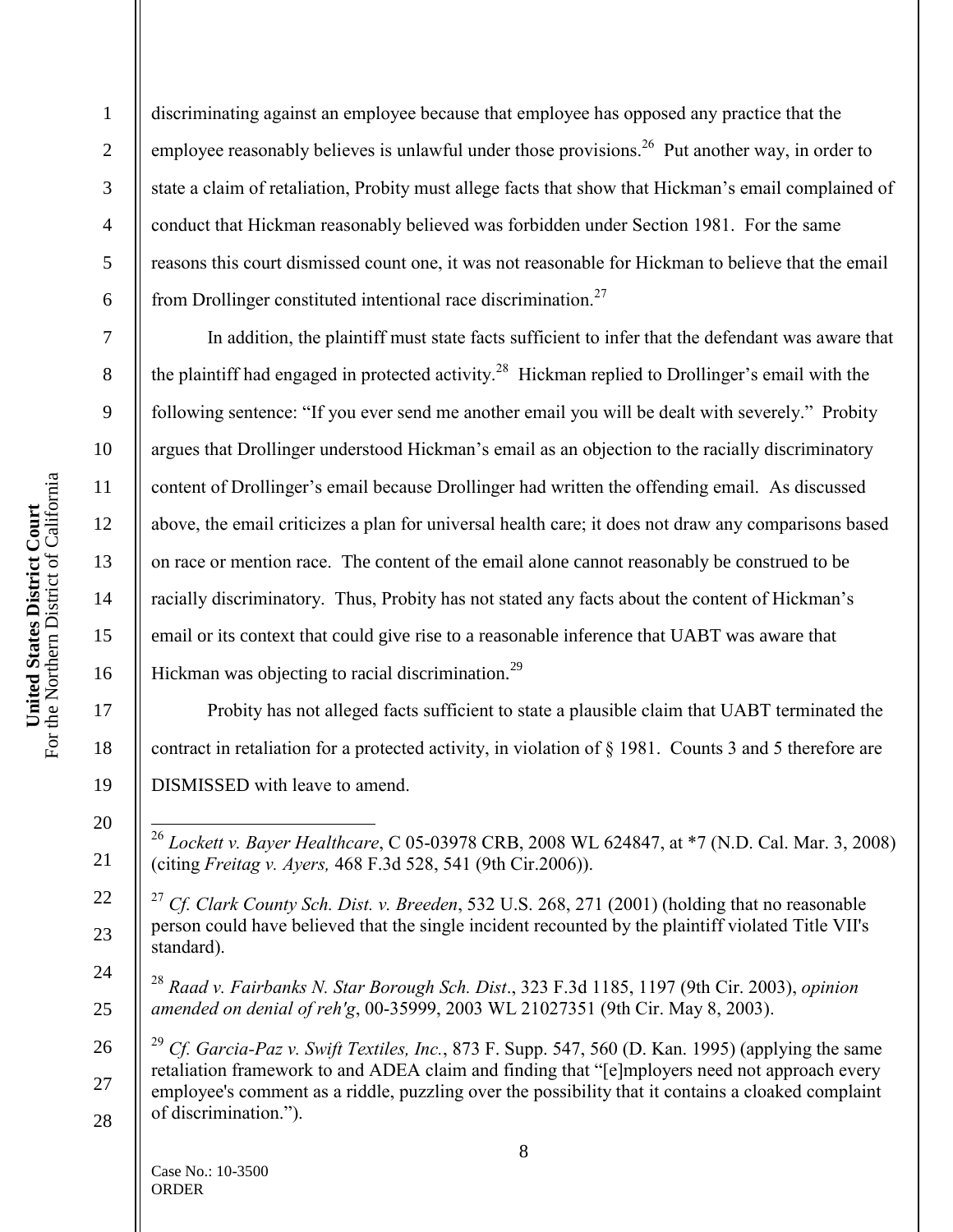discriminating against an employee because that employee has opposed any practice that the employee reasonably believes is unlawful under those provisions.[26] Put another way, in order to state a claim of retaliation, Probity must allege facts that show that Hickman's email complained of conduct that Hickman reasonably believed was forbidden under Section 1981. For the same reasons this court dismissed count one, it was not reasonable for Hickman to believe that the email from Drollinger constituted intentional race discrimination.[27]

In addition, the plaintiff must state facts sufficient to infer that the defendant was aware that the plaintiff had engaged in protected activity.[28] Hickman replied to Drollinger's email with the following sentence: "If you ever send me another email you will be dealt with severely." Probity argues that Drollinger understood Hickman's email as an objection to the racially discriminatory content of Drollinger's email because Drollinger had written the offending email. As discussed above, the email criticizes a plan for universal health care; it does not draw any comparisons based on race or mention race. The content of the email alone cannot reasonably be construed to be racially discriminatory. Thus, Probity has not stated any facts about the content of Hickman's email or its context that could give rise to a reasonable inference that UABT was aware that Hickman was objecting to racial discrimination.[29]

Probity has not alleged facts sufficient to state a plausible claim that UABT terminated the contract in retaliation for a protected activity, in violation of § 1981. Counts 3 and 5 therefore are DISMISSED with leave to amend.

---

[26] *Lockett v. Bayer Healthcare*, C 05-03978 CRB, 2008 WL 624847, at *7 (N.D. Cal. Mar. 3, 2008) (citing *Freitag v. Ayers,* 468 F.3d 528, 541 (9th Cir.2006)).

[27] *Cf. Clark County Sch. Dist. v. Breeden*, 532 U.S. 268, 271 (2001) (holding that no reasonable person could have believed that the single incident recounted by the plaintiff violated Title VII's standard).

[28] *Raad v. Fairbanks N. Star Borough Sch. Dist*., 323 F.3d 1185, 1197 (9th Cir. 2003), *opinion amended on denial of reh'g*, 00-35999, 2003 WL 21027351 (9th Cir. May 8, 2003).

[29] *Cf. Garcia-Paz v. Swift Textiles, Inc.*, 873 F. Supp. 547, 560 (D. Kan. 1995) (applying the same retaliation framework to and ADEA claim and finding that "[e]mployers need not approach every employee's comment as a riddle, puzzling over the possibility that it contains a cloaked complaint of discrimination.").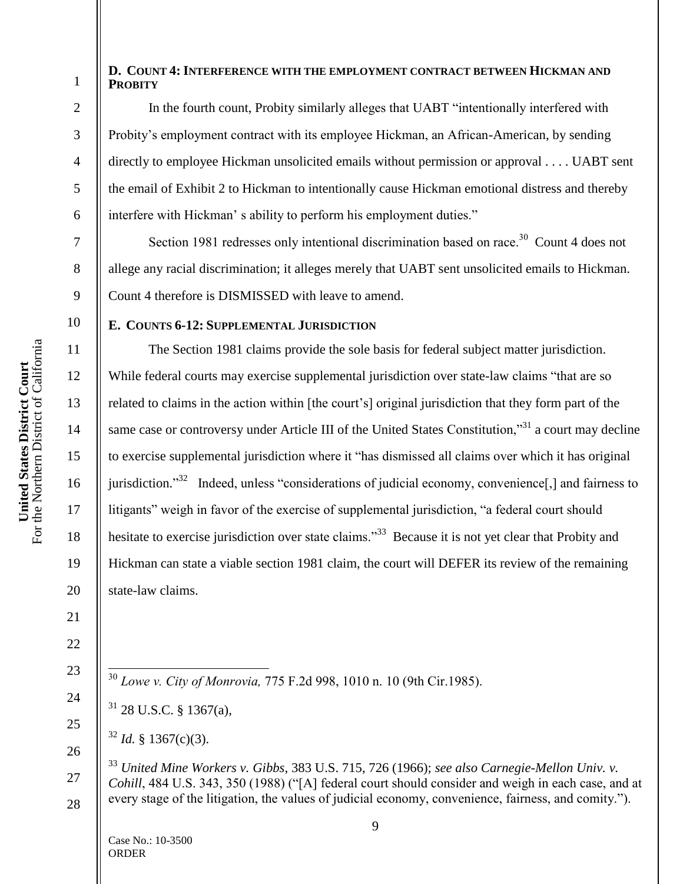### D. Count 4: Interference with the employment contract between Hickman and Probity

In the fourth count, Probity similarly alleges that UABT "intentionally interfered with Probity's employment contract with its employee Hickman, an African-American, by sending directly to employee Hickman unsolicited emails without permission or approval . . . . UABT sent the email of Exhibit 2 to Hickman to intentionally cause Hickman emotional distress and thereby interfere with Hickman' s ability to perform his employment duties."

Section 1981 redresses only intentional discrimination based on race.[30] Count 4 does not allege any racial discrimination; it alleges merely that UABT sent unsolicited emails to Hickman. Count 4 therefore is DISMISSED with leave to amend.

### E. Counts 6-12: Supplemental Jurisdiction

The Section 1981 claims provide the sole basis for federal subject matter jurisdiction. While federal courts may exercise supplemental jurisdiction over state-law claims "that are so related to claims in the action within [the court's] original jurisdiction that they form part of the same case or controversy under Article III of the United States Constitution,"[31] a court may decline to exercise supplemental jurisdiction where it "has dismissed all claims over which it has original jurisdiction."[32] Indeed, unless "considerations of judicial economy, convenience[,] and fairness to litigants" weigh in favor of the exercise of supplemental jurisdiction, "a federal court should hesitate to exercise jurisdiction over state claims."[33] Because it is not yet clear that Probity and Hickman can state a viable section 1981 claim, the court will DEFER its review of the remaining state-law claims.

---

[30] *Lowe v. City of Monrovia,* 775 F.2d 998, 1010 n. 10 (9th Cir.1985).

[31] 28 U.S.C. § 1367(a),

[32] *Id.* § 1367(c)(3).

[33] *United Mine Workers v. Gibbs*, 383 U.S. 715, 726 (1966); *see also Carnegie-Mellon Univ. v. Cohill*, 484 U.S. 343, 350 (1988) ("[A] federal court should consider and weigh in each case, and at every stage of the litigation, the values of judicial economy, convenience, fairness, and comity.").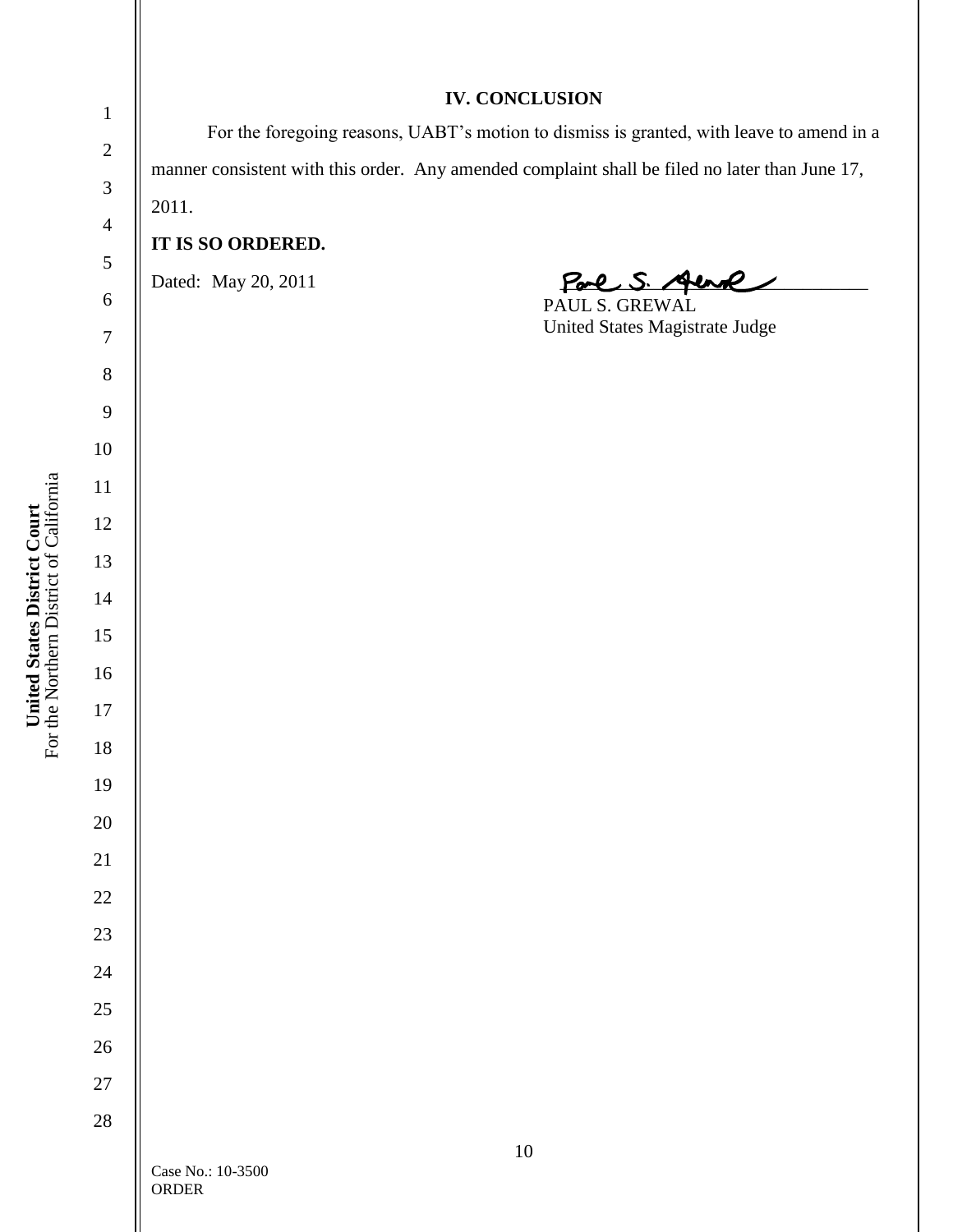## IV. CONCLUSION

For the foregoing reasons, UABT's motion to dismiss is granted, with leave to amend in a manner consistent with this order. Any amended complaint shall be filed no later than June 17, 2011.

**IT IS SO ORDERED.**

Dated: May 20, 2011

PAUL S. GREWAL
United States Magistrate Judge